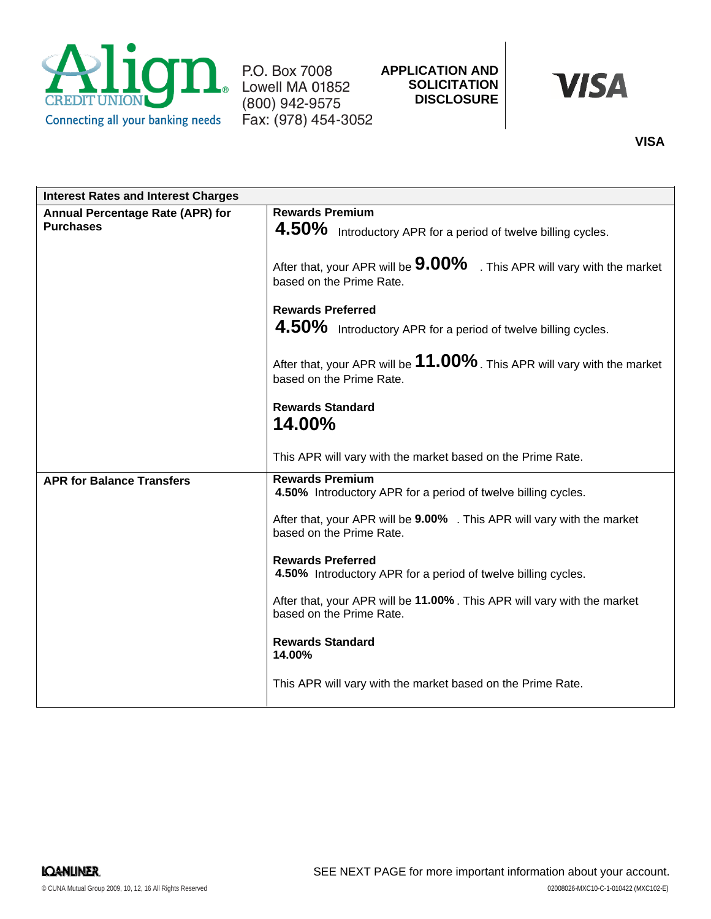Align CREDIT UNION
Connecting all your banking needs

P.O. Box 7008
Lowell MA 01852
(800) 942-9575
Fax: (978) 454-3052

**APPLICATION AND SOLICITATION DISCLOSURE**

VISA

**VISA**

| Interest Rates and Interest Charges | |
|---|---|
| **Annual Percentage Rate (APR) for Purchases** | **Rewards Premium**<br>**4.50%** Introductory APR for a period of twelve billing cycles.<br><br>After that, your APR will be **9.00%** . This APR will vary with the market based on the Prime Rate.<br><br>**Rewards Preferred**<br>**4.50%** Introductory APR for a period of twelve billing cycles.<br><br>After that, your APR will be **11.00%**. This APR will vary with the market based on the Prime Rate.<br><br>**Rewards Standard**<br>**14.00%**<br><br>This APR will vary with the market based on the Prime Rate. |
| **APR for Balance Transfers** | **Rewards Premium**<br>**4.50%** Introductory APR for a period of twelve billing cycles.<br><br>After that, your APR will be **9.00%** . This APR will vary with the market based on the Prime Rate.<br><br>**Rewards Preferred**<br>**4.50%** Introductory APR for a period of twelve billing cycles.<br><br>After that, your APR will be **11.00%**. This APR will vary with the market based on the Prime Rate.<br><br>**Rewards Standard**<br>**14.00%**<br><br>This APR will vary with the market based on the Prime Rate. |

LOANLINER.

SEE NEXT PAGE for more important information about your account.

© CUNA Mutual Group 2009, 10, 12, 16 All Rights Reserved

02008026-MXC10-C-1-010422 (MXC102-E)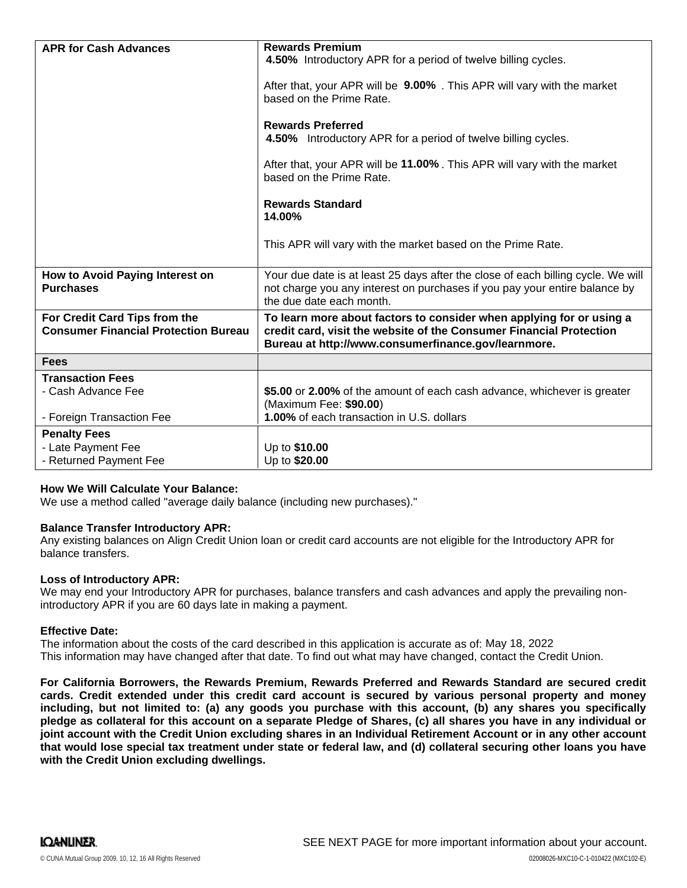| **APR for Cash Advances** | **Rewards Premium**<br>**4.50%** Introductory APR for a period of twelve billing cycles.<br><br>After that, your APR will be **9.00%** . This APR will vary with the market based on the Prime Rate.<br><br>**Rewards Preferred**<br>**4.50%** Introductory APR for a period of twelve billing cycles.<br><br>After that, your APR will be **11.00%** . This APR will vary with the market based on the Prime Rate.<br><br>**Rewards Standard**<br>**14.00%**<br><br>This APR will vary with the market based on the Prime Rate. |
|---|---|
| **How to Avoid Paying Interest on Purchases** | Your due date is at least 25 days after the close of each billing cycle. We will not charge you any interest on purchases if you pay your entire balance by the due date each month. |
| **For Credit Card Tips from the Consumer Financial Protection Bureau** | **To learn more about factors to consider when applying for or using a credit card, visit the website of the Consumer Financial Protection Bureau at http://www.consumerfinance.gov/learnmore.** |
| **Fees** | |
| **Transaction Fees**<br>- Cash Advance Fee<br><br>- Foreign Transaction Fee | <br>**$5.00** or **2.00%** of the amount of each cash advance, whichever is greater (Maximum Fee: **$90.00**)<br>**1.00%** of each transaction in U.S. dollars |
| **Penalty Fees**<br>- Late Payment Fee<br>- Returned Payment Fee | <br>Up to **$10.00**<br>Up to **$20.00** |

**How We Will Calculate Your Balance:**
We use a method called "average daily balance (including new purchases)."

**Balance Transfer Introductory APR:**
Any existing balances on Align Credit Union loan or credit card accounts are not eligible for the Introductory APR for balance transfers.

**Loss of Introductory APR:**
We may end your Introductory APR for purchases, balance transfers and cash advances and apply the prevailing non-introductory APR if you are 60 days late in making a payment.

**Effective Date:**
The information about the costs of the card described in this application is accurate as of: May 18, 2022
This information may have changed after that date. To find out what may have changed, contact the Credit Union.

**For California Borrowers, the Rewards Premium, Rewards Preferred and Rewards Standard are secured credit cards. Credit extended under this credit card account is secured by various personal property and money including, but not limited to: (a) any goods you purchase with this account, (b) any shares you specifically pledge as collateral for this account on a separate Pledge of Shares, (c) all shares you have in any individual or joint account with the Credit Union excluding shares in an Individual Retirement Account or in any other account that would lose special tax treatment under state or federal law, and (d) collateral securing other loans you have with the Credit Union excluding dwellings.**

SEE NEXT PAGE for more important information about your account.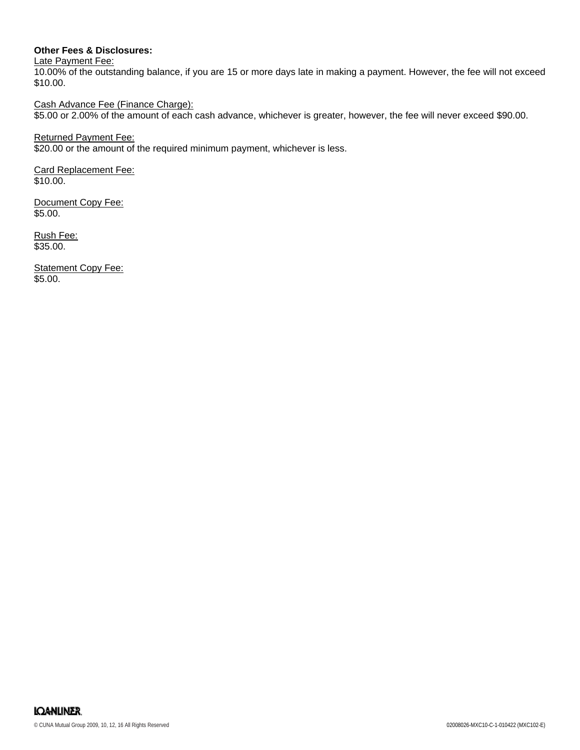**Other Fees & Disclosures:**

Late Payment Fee:
10.00% of the outstanding balance, if you are 15 or more days late in making a payment. However, the fee will not exceed $10.00.

Cash Advance Fee (Finance Charge):
$5.00 or 2.00% of the amount of each cash advance, whichever is greater, however, the fee will never exceed $90.00.

Returned Payment Fee:
$20.00 or the amount of the required minimum payment, whichever is less.

Card Replacement Fee:
$10.00.

Document Copy Fee:
$5.00.

Rush Fee:
$35.00.

Statement Copy Fee:
$5.00.